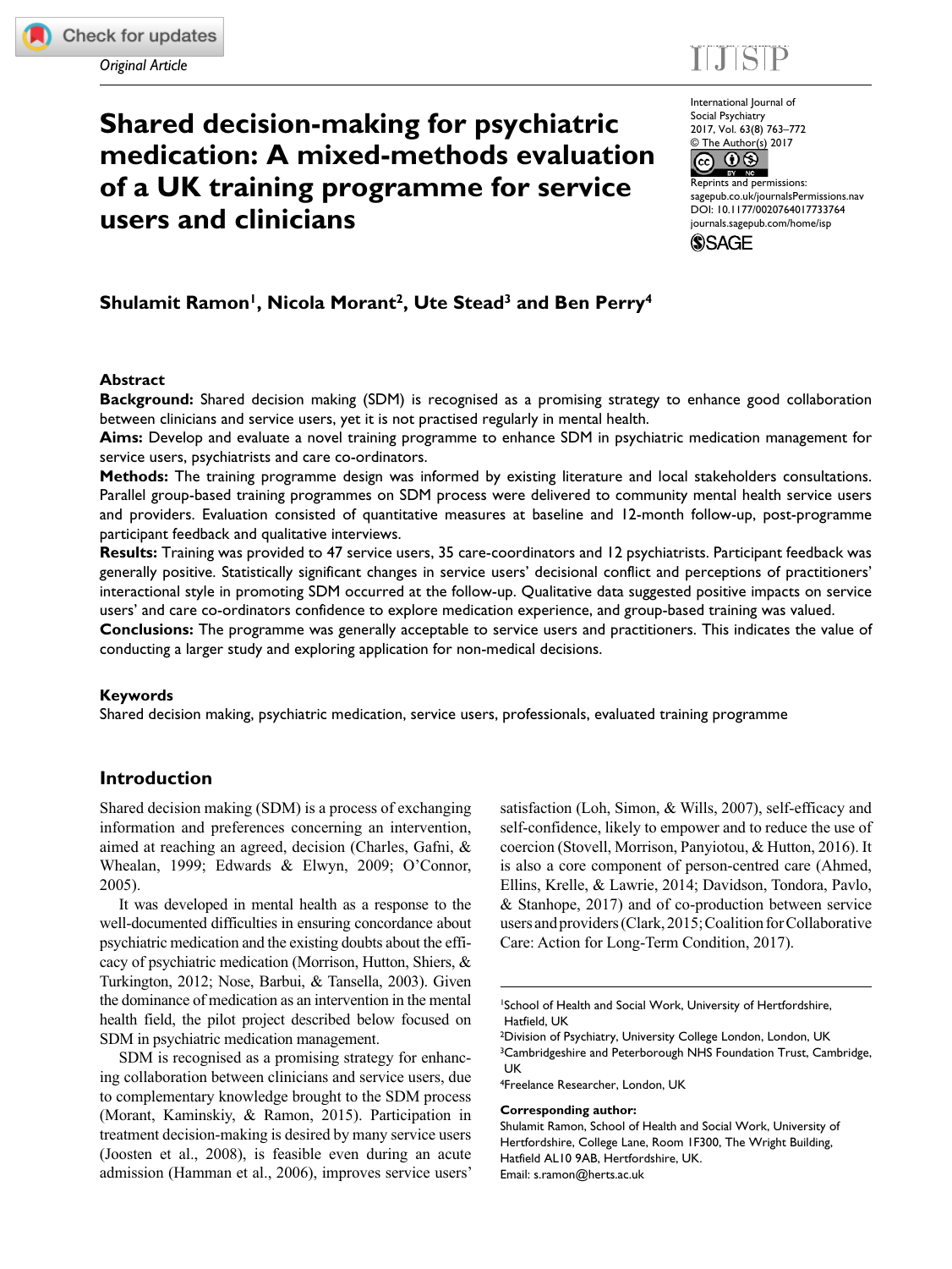*Original Article*

# Shared decision-making for psychiatric medication: A mixed-methods evaluation of a UK training programme for service users and clinicians

International Journal of Social Psychiatry
2017, Vol. 63(8) 763–772
© The Author(s) 2017
Reprints and permissions: sagepub.co.uk/journalsPermissions.nav
DOI: 10.1177/0020764017733764
journals.sagepub.com/home/isp

**Shulamit Ramon[1], Nicola Morant[2], Ute Stead[3] and Ben Perry[4]**

## Abstract

**Background:** Shared decision making (SDM) is recognised as a promising strategy to enhance good collaboration between clinicians and service users, yet it is not practised regularly in mental health.

**Aims:** Develop and evaluate a novel training programme to enhance SDM in psychiatric medication management for service users, psychiatrists and care co-ordinators.

**Methods:** The training programme design was informed by existing literature and local stakeholders consultations. Parallel group-based training programmes on SDM process were delivered to community mental health service users and providers. Evaluation consisted of quantitative measures at baseline and 12-month follow-up, post-programme participant feedback and qualitative interviews.

**Results:** Training was provided to 47 service users, 35 care-coordinators and 12 psychiatrists. Participant feedback was generally positive. Statistically significant changes in service users' decisional conflict and perceptions of practitioners' interactional style in promoting SDM occurred at the follow-up. Qualitative data suggested positive impacts on service users' and care co-ordinators confidence to explore medication experience, and group-based training was valued.

**Conclusions:** The programme was generally acceptable to service users and practitioners. This indicates the value of conducting a larger study and exploring application for non-medical decisions.

## Keywords

Shared decision making, psychiatric medication, service users, professionals, evaluated training programme

## Introduction

Shared decision making (SDM) is a process of exchanging information and preferences concerning an intervention, aimed at reaching an agreed, decision (Charles, Gafni, & Whealan, 1999; Edwards & Elwyn, 2009; O'Connor, 2005).

It was developed in mental health as a response to the well-documented difficulties in ensuring concordance about psychiatric medication and the existing doubts about the efficacy of psychiatric medication (Morrison, Hutton, Shiers, & Turkington, 2012; Nose, Barbui, & Tansella, 2003). Given the dominance of medication as an intervention in the mental health field, the pilot project described below focused on SDM in psychiatric medication management.

SDM is recognised as a promising strategy for enhancing collaboration between clinicians and service users, due to complementary knowledge brought to the SDM process (Morant, Kaminskiy, & Ramon, 2015). Participation in treatment decision-making is desired by many service users (Joosten et al., 2008), is feasible even during an acute admission (Hamman et al., 2006), improves service users' satisfaction (Loh, Simon, & Wills, 2007), self-efficacy and self-confidence, likely to empower and to reduce the use of coercion (Stovell, Morrison, Panyiotou, & Hutton, 2016). It is also a core component of person-centred care (Ahmed, Ellins, Krelle, & Lawrie, 2014; Davidson, Tondora, Pavlo, & Stanhope, 2017) and of co-production between service users and providers (Clark, 2015; Coalition for Collaborative Care: Action for Long-Term Condition, 2017).

[1]School of Health and Social Work, University of Hertfordshire, Hatfield, UK
[2]Division of Psychiatry, University College London, London, UK
[3]Cambridgeshire and Peterborough NHS Foundation Trust, Cambridge, UK
[4]Freelance Researcher, London, UK

**Corresponding author:**
Shulamit Ramon, School of Health and Social Work, University of Hertfordshire, College Lane, Room 1F300, The Wright Building, Hatfield AL10 9AB, Hertfordshire, UK.
Email: s.ramon@herts.ac.uk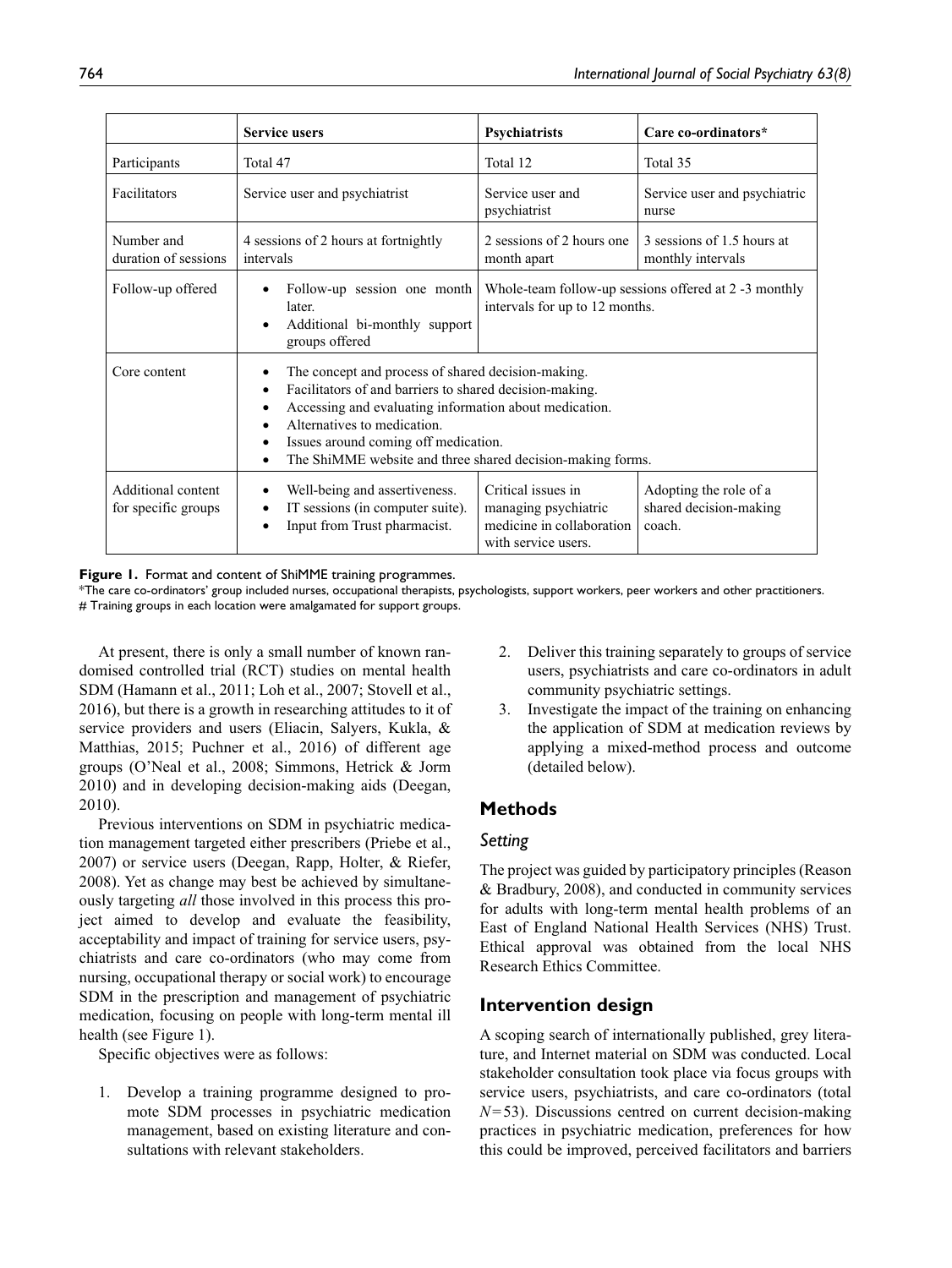| | Service users | Psychiatrists | Care co-ordinators* |
|---|---|---|---|
| Participants | Total 47 | Total 12 | Total 35 |
| Facilitators | Service user and psychiatrist | Service user and psychiatrist | Service user and psychiatric nurse |
| Number and duration of sessions | 4 sessions of 2 hours at fortnightly intervals | 2 sessions of 2 hours one month apart | 3 sessions of 1.5 hours at monthly intervals |
| Follow-up offered | • Follow-up session one month later.<br>• Additional bi-monthly support groups offered | Whole-team follow-up sessions offered at 2 -3 monthly intervals for up to 12 months. | |
| Core content | • The concept and process of shared decision-making.<br>• Facilitators of and barriers to shared decision-making.<br>• Accessing and evaluating information about medication.<br>• Alternatives to medication.<br>• Issues around coming off medication.<br>• The ShiMME website and three shared decision-making forms. | | |
| Additional content for specific groups | • Well-being and assertiveness.<br>• IT sessions (in computer suite).<br>• Input from Trust pharmacist. | Critical issues in managing psychiatric medicine in collaboration with service users. | Adopting the role of a shared decision-making coach. |

**Figure 1.** Format and content of ShiMME training programmes.
*The care co-ordinators' group included nurses, occupational therapists, psychologists, support workers, peer workers and other practitioners.
# Training groups in each location were amalgamated for support groups.

At present, there is only a small number of known randomised controlled trial (RCT) studies on mental health SDM (Hamann et al., 2011; Loh et al., 2007; Stovell et al., 2016), but there is a growth in researching attitudes to it of service providers and users (Eliacin, Salyers, Kukla, & Matthias, 2015; Puchner et al., 2016) of different age groups (O'Neal et al., 2008; Simmons, Hetrick & Jorm 2010) and in developing decision-making aids (Deegan, 2010).

Previous interventions on SDM in psychiatric medication management targeted either prescribers (Priebe et al., 2007) or service users (Deegan, Rapp, Holter, & Riefer, 2008). Yet as change may best be achieved by simultaneously targeting *all* those involved in this process this project aimed to develop and evaluate the feasibility, acceptability and impact of training for service users, psychiatrists and care co-ordinators (who may come from nursing, occupational therapy or social work) to encourage SDM in the prescription and management of psychiatric medication, focusing on people with long-term mental ill health (see Figure 1).

Specific objectives were as follows:

1. Develop a training programme designed to promote SDM processes in psychiatric medication management, based on existing literature and consultations with relevant stakeholders.
2. Deliver this training separately to groups of service users, psychiatrists and care co-ordinators in adult community psychiatric settings.
3. Investigate the impact of the training on enhancing the application of SDM at medication reviews by applying a mixed-method process and outcome (detailed below).

## Methods

### *Setting*

The project was guided by participatory principles (Reason & Bradbury, 2008), and conducted in community services for adults with long-term mental health problems of an East of England National Health Services (NHS) Trust. Ethical approval was obtained from the local NHS Research Ethics Committee.

## Intervention design

A scoping search of internationally published, grey literature, and Internet material on SDM was conducted. Local stakeholder consultation took place via focus groups with service users, psychiatrists, and care co-ordinators (total $N=53$). Discussions centred on current decision-making practices in psychiatric medication, preferences for how this could be improved, perceived facilitators and barriers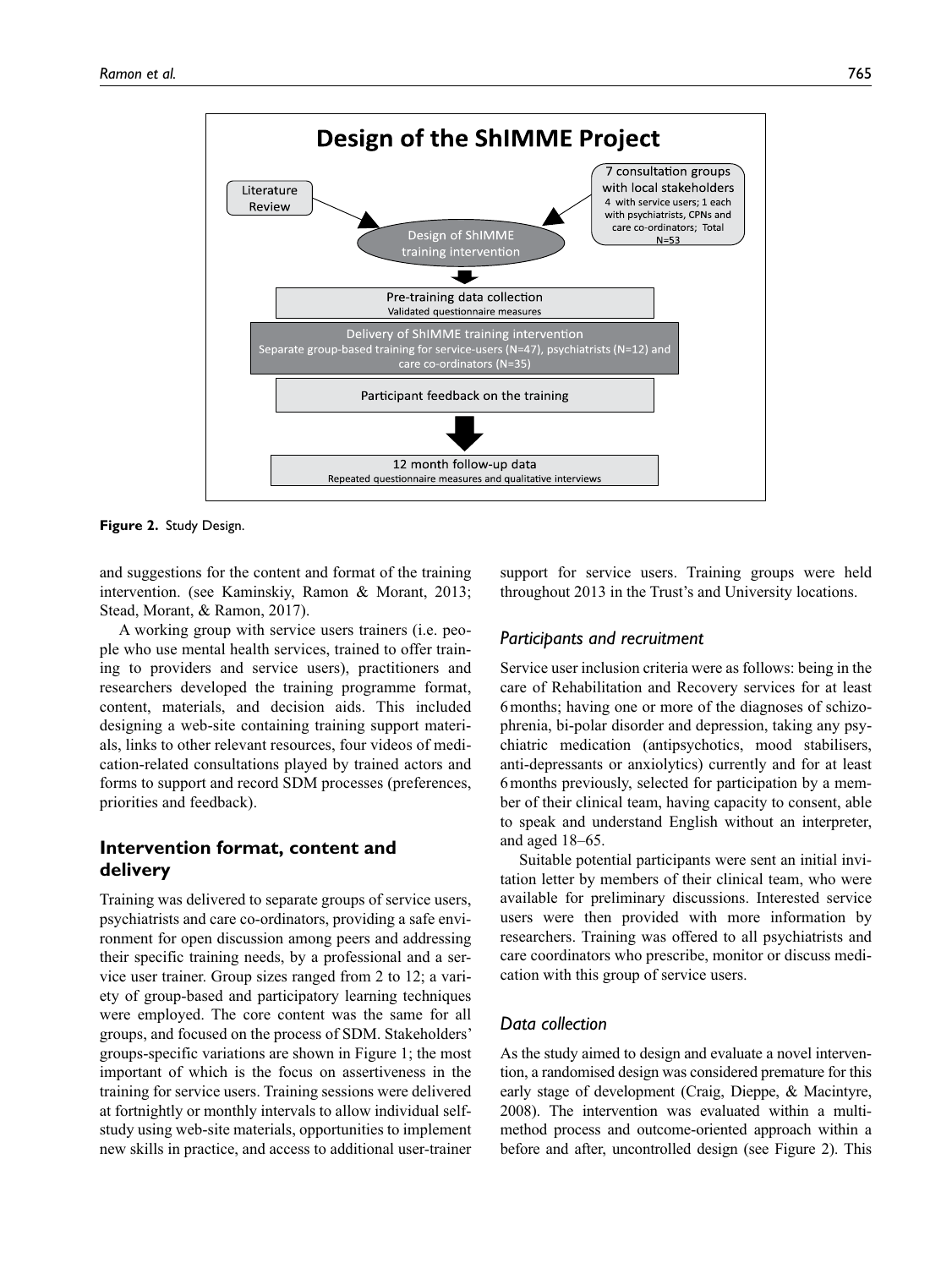**Design of the ShIMME Project**

Literature Review

7 consultation groups with local stakeholders
4 with service users; 1 each with psychiatrists, CPNs and care co-ordinators; Total N=53

Design of ShIMME training intervention

Pre-training data collection
Validated questionnaire measures

Delivery of ShIMME training intervention
Separate group-based training for service-users (N=47), psychiatrists (N=12) and care co-ordinators (N=35)

Participant feedback on the training

12 month follow-up data
Repeated questionnaire measures and qualitative interviews

**Figure 2.** Study Design.

and suggestions for the content and format of the training intervention. (see Kaminskiy, Ramon & Morant, 2013; Stead, Morant, & Ramon, 2017).

A working group with service users trainers (i.e. people who use mental health services, trained to offer training to providers and service users), practitioners and researchers developed the training programme format, content, materials, and decision aids. This included designing a web-site containing training support materials, links to other relevant resources, four videos of medication-related consultations played by trained actors and forms to support and record SDM processes (preferences, priorities and feedback).

## Intervention format, content and delivery

Training was delivered to separate groups of service users, psychiatrists and care co-ordinators, providing a safe environment for open discussion among peers and addressing their specific training needs, by a professional and a service user trainer. Group sizes ranged from 2 to 12; a variety of group-based and participatory learning techniques were employed. The core content was the same for all groups, and focused on the process of SDM. Stakeholders' groups-specific variations are shown in Figure 1; the most important of which is the focus on assertiveness in the training for service users. Training sessions were delivered at fortnightly or monthly intervals to allow individual self-study using web-site materials, opportunities to implement new skills in practice, and access to additional user-trainer support for service users. Training groups were held throughout 2013 in the Trust's and University locations.

### *Participants and recruitment*

Service user inclusion criteria were as follows: being in the care of Rehabilitation and Recovery services for at least 6 months; having one or more of the diagnoses of schizophrenia, bi-polar disorder and depression, taking any psychiatric medication (antipsychotics, mood stabilisers, anti-depressants or anxiolytics) currently and for at least 6 months previously, selected for participation by a member of their clinical team, having capacity to consent, able to speak and understand English without an interpreter, and aged 18–65.

Suitable potential participants were sent an initial invitation letter by members of their clinical team, who were available for preliminary discussions. Interested service users were then provided with more information by researchers. Training was offered to all psychiatrists and care coordinators who prescribe, monitor or discuss medication with this group of service users.

### *Data collection*

As the study aimed to design and evaluate a novel intervention, a randomised design was considered premature for this early stage of development (Craig, Dieppe, & Macintyre, 2008). The intervention was evaluated within a multi-method process and outcome-oriented approach within a before and after, uncontrolled design (see Figure 2). This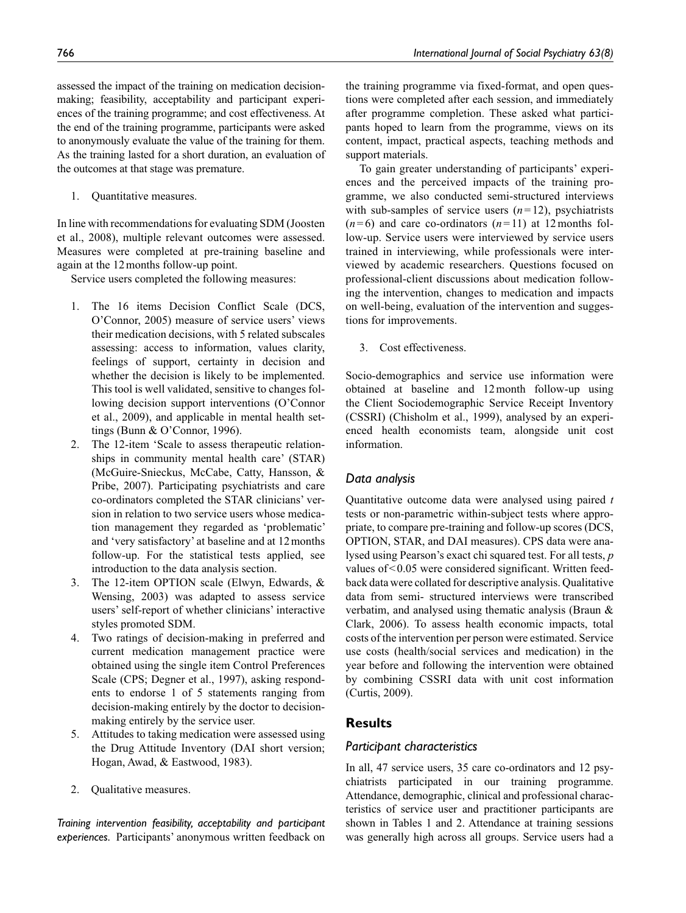assessed the impact of the training on medication decision-making; feasibility, acceptability and participant experiences of the training programme; and cost effectiveness. At the end of the training programme, participants were asked to anonymously evaluate the value of the training for them. As the training lasted for a short duration, an evaluation of the outcomes at that stage was premature.

1. Quantitative measures.

In line with recommendations for evaluating SDM (Joosten et al., 2008), multiple relevant outcomes were assessed. Measures were completed at pre-training baseline and again at the 12 months follow-up point.

Service users completed the following measures:

1. The 16 items Decision Conflict Scale (DCS, O'Connor, 2005) measure of service users' views their medication decisions, with 5 related subscales assessing: access to information, values clarity, feelings of support, certainty in decision and whether the decision is likely to be implemented. This tool is well validated, sensitive to changes following decision support interventions (O'Connor et al., 2009), and applicable in mental health settings (Bunn & O'Connor, 1996).
2. The 12-item 'Scale to assess therapeutic relationships in community mental health care' (STAR) (McGuire-Snieckus, McCabe, Catty, Hansson, & Pribe, 2007). Participating psychiatrists and care co-ordinators completed the STAR clinicians' version in relation to two service users whose medication management they regarded as 'problematic' and 'very satisfactory' at baseline and at 12 months follow-up. For the statistical tests applied, see introduction to the data analysis section.
3. The 12-item OPTION scale (Elwyn, Edwards, & Wensing, 2003) was adapted to assess service users' self-report of whether clinicians' interactive styles promoted SDM.
4. Two ratings of decision-making in preferred and current medication management practice were obtained using the single item Control Preferences Scale (CPS; Degner et al., 1997), asking respondents to endorse 1 of 5 statements ranging from decision-making entirely by the doctor to decision-making entirely by the service user.
5. Attitudes to taking medication were assessed using the Drug Attitude Inventory (DAI short version; Hogan, Awad, & Eastwood, 1983).

2. Qualitative measures.

*Training intervention feasibility, acceptability and participant experiences.* Participants' anonymous written feedback on the training programme via fixed-format, and open questions were completed after each session, and immediately after programme completion. These asked what participants hoped to learn from the programme, views on its content, impact, practical aspects, teaching methods and support materials.

To gain greater understanding of participants' experiences and the perceived impacts of the training programme, we also conducted semi-structured interviews with sub-samples of service users ($n=12$), psychiatrists ($n=6$) and care co-ordinators ($n=11$) at 12 months follow-up. Service users were interviewed by service users trained in interviewing, while professionals were interviewed by academic researchers. Questions focused on professional-client discussions about medication following the intervention, changes to medication and impacts on well-being, evaluation of the intervention and suggestions for improvements.

3. Cost effectiveness.

Socio-demographics and service use information were obtained at baseline and 12 month follow-up using the Client Sociodemographic Service Receipt Inventory (CSSRI) (Chisholm et al., 1999), analysed by an experienced health economists team, alongside unit cost information.

### Data analysis

Quantitative outcome data were analysed using paired $t$ tests or non-parametric within-subject tests where appropriate, to compare pre-training and follow-up scores (DCS, OPTION, STAR, and DAI measures). CPS data were analysed using Pearson's exact chi squared test. For all tests, $p$ values of $<0.05$ were considered significant. Written feedback data were collated for descriptive analysis. Qualitative data from semi- structured interviews were transcribed verbatim, and analysed using thematic analysis (Braun & Clark, 2006). To assess health economic impacts, total costs of the intervention per person were estimated. Service use costs (health/social services and medication) in the year before and following the intervention were obtained by combining CSSRI data with unit cost information (Curtis, 2009).

## Results

### Participant characteristics

In all, 47 service users, 35 care co-ordinators and 12 psychiatrists participated in our training programme. Attendance, demographic, clinical and professional characteristics of service user and practitioner participants are shown in Tables 1 and 2. Attendance at training sessions was generally high across all groups. Service users had a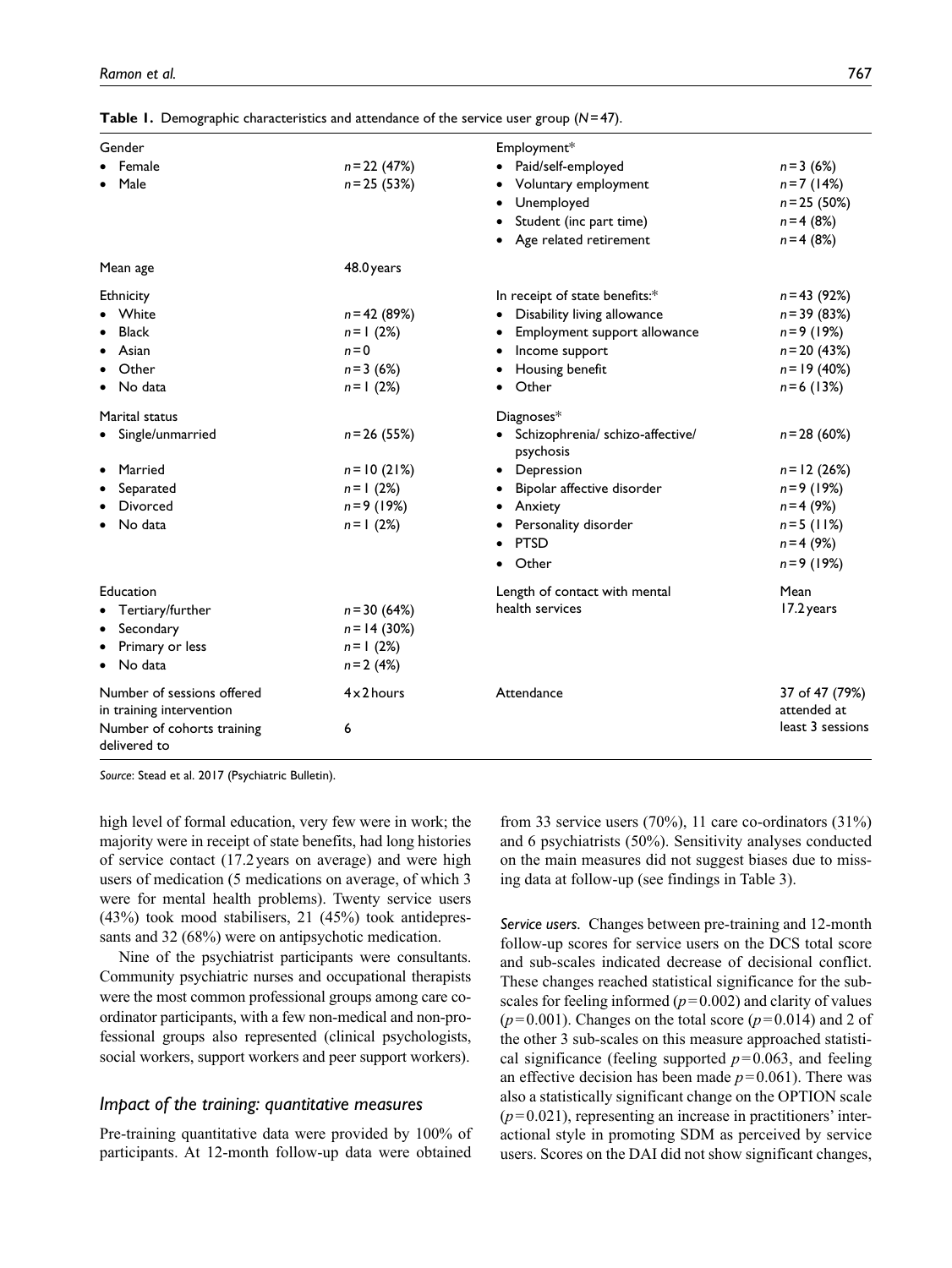**Table 1.** Demographic characteristics and attendance of the service user group ($N=47$).

| | | | |
|---|---|---|---|
| Gender | | Employment* | |
| • Female | $n=22$ (47%) | • Paid/self-employed | $n=3$ (6%) |
| • Male | $n=25$ (53%) | • Voluntary employment | $n=7$ (14%) |
| | | • Unemployed | $n=25$ (50%) |
| | | • Student (inc part time) | $n=4$ (8%) |
| | | • Age related retirement | $n=4$ (8%) |
| Mean age | 48.0 years | | |
| Ethnicity | | In receipt of state benefits:* | $n=43$ (92%) |
| • White | $n=42$ (89%) | • Disability living allowance | $n=39$ (83%) |
| • Black | $n=1$ (2%) | • Employment support allowance | $n=9$ (19%) |
| • Asian | $n=0$ | • Income support | $n=20$ (43%) |
| • Other | $n=3$ (6%) | • Housing benefit | $n=19$ (40%) |
| • No data | $n=1$ (2%) | • Other | $n=6$ (13%) |
| Marital status | | Diagnoses* | |
| • Single/unmarried | $n=26$ (55%) | • Schizophrenia/ schizo-affective/ psychosis | $n=28$ (60%) |
| • Married | $n=10$ (21%) | • Depression | $n=12$ (26%) |
| • Separated | $n=1$ (2%) | • Bipolar affective disorder | $n=9$ (19%) |
| • Divorced | $n=9$ (19%) | • Anxiety | $n=4$ (9%) |
| • No data | $n=1$ (2%) | • Personality disorder | $n=5$ (11%) |
| | | • PTSD | $n=4$ (9%) |
| | | • Other | $n=9$ (19%) |
| Education | | Length of contact with mental health services | Mean 17.2 years |
| • Tertiary/further | $n=30$ (64%) | | |
| • Secondary | $n=14$ (30%) | | |
| • Primary or less | $n=1$ (2%) | | |
| • No data | $n=2$ (4%) | | |
| Number of sessions offered in training intervention | 4 x 2 hours | Attendance | 37 of 47 (79%) attended at least 3 sessions |
| Number of cohorts training delivered to | 6 | | |

*Source*: Stead et al. 2017 (Psychiatric Bulletin).

high level of formal education, very few were in work; the majority were in receipt of state benefits, had long histories of service contact (17.2 years on average) and were high users of medication (5 medications on average, of which 3 were for mental health problems). Twenty service users (43%) took mood stabilisers, 21 (45%) took antidepressants and 32 (68%) were on antipsychotic medication.

Nine of the psychiatrist participants were consultants. Community psychiatric nurses and occupational therapists were the most common professional groups among care co-ordinator participants, with a few non-medical and non-professional groups also represented (clinical psychologists, social workers, support workers and peer support workers).

## *Impact of the training: quantitative measures*

Pre-training quantitative data were provided by 100% of participants. At 12-month follow-up data were obtained from 33 service users (70%), 11 care co-ordinators (31%) and 6 psychiatrists (50%). Sensitivity analyses conducted on the main measures did not suggest biases due to missing data at follow-up (see findings in Table 3).

*Service users.* Changes between pre-training and 12-month follow-up scores for service users on the DCS total score and sub-scales indicated decrease of decisional conflict. These changes reached statistical significance for the sub-scales for feeling informed ($p=0.002$) and clarity of values ($p=0.001$). Changes on the total score ($p=0.014$) and 2 of the other 3 sub-scales on this measure approached statistical significance (feeling supported $p=0.063$, and feeling an effective decision has been made $p=0.061$). There was also a statistically significant change on the OPTION scale ($p=0.021$), representing an increase in practitioners' interactional style in promoting SDM as perceived by service users. Scores on the DAI did not show significant changes,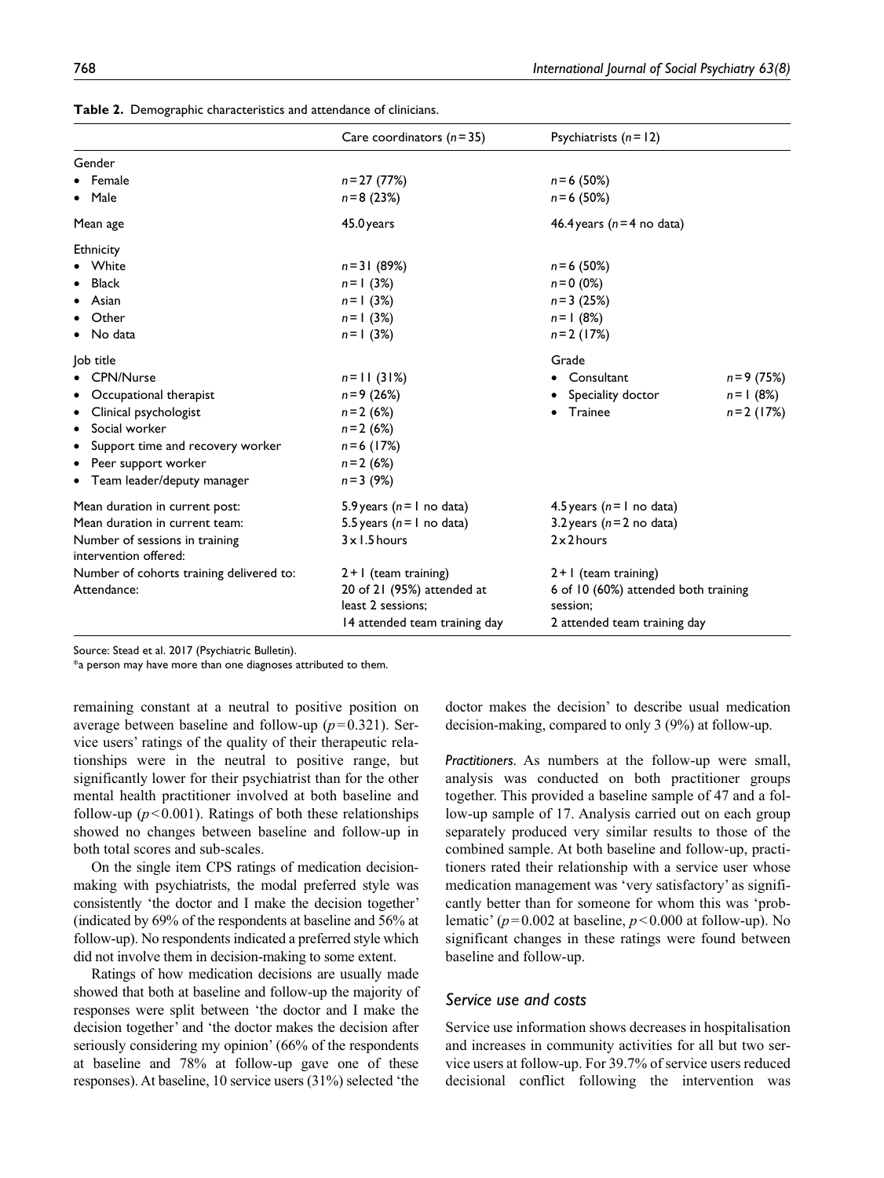**Table 2.** Demographic characteristics and attendance of clinicians.

| | Care coordinators ($n=35$) | Psychiatrists ($n=12$) | |
|---|---|---|---|
| Gender | | | |
| • Female | $n=27$ (77%) | $n=6$ (50%) | |
| • Male | $n=8$ (23%) | $n=6$ (50%) | |
| Mean age | 45.0 years | 46.4 years ($n=4$ no data) | |
| Ethnicity | | | |
| • White | $n=31$ (89%) | $n=6$ (50%) | |
| • Black | $n=1$ (3%) | $n=0$ (0%) | |
| • Asian | $n=1$ (3%) | $n=3$ (25%) | |
| • Other | $n=1$ (3%) | $n=1$ (8%) | |
| • No data | $n=1$ (3%) | $n=2$ (17%) | |
| Job title | | Grade | |
| • CPN/Nurse | $n=11$ (31%) | • Consultant | $n=9$ (75%) |
| • Occupational therapist | $n=9$ (26%) | • Speciality doctor | $n=1$ (8%) |
| • Clinical psychologist | $n=2$ (6%) | • Trainee | $n=2$ (17%) |
| • Social worker | $n=2$ (6%) | | |
| • Support time and recovery worker | $n=6$ (17%) | | |
| • Peer support worker | $n=2$ (6%) | | |
| • Team leader/deputy manager | $n=3$ (9%) | | |
| Mean duration in current post: | 5.9 years ($n=1$ no data) | 4.5 years ($n=1$ no data) | |
| Mean duration in current team: | 5.5 years ($n=1$ no data) | 3.2 years ($n=2$ no data) | |
| Number of sessions in training intervention offered: | 3 x 1.5 hours | 2 x 2 hours | |
| Number of cohorts training delivered to: | 2 + 1 (team training) | 2 + 1 (team training) | |
| Attendance: | 20 of 21 (95%) attended at least 2 sessions; 14 attended team training day | 6 of 10 (60%) attended both training session; 2 attended team training day | |

Source: Stead et al. 2017 (Psychiatric Bulletin).
*a person may have more than one diagnoses attributed to them.

remaining constant at a neutral to positive position on average between baseline and follow-up ($p=0.321$). Service users' ratings of the quality of their therapeutic relationships were in the neutral to positive range, but significantly lower for their psychiatrist than for the other mental health practitioner involved at both baseline and follow-up ($p<0.001$). Ratings of both these relationships showed no changes between baseline and follow-up in both total scores and sub-scales.

On the single item CPS ratings of medication decision-making with psychiatrists, the modal preferred style was consistently 'the doctor and I make the decision together' (indicated by 69% of the respondents at baseline and 56% at follow-up). No respondents indicated a preferred style which did not involve them in decision-making to some extent.

Ratings of how medication decisions are usually made showed that both at baseline and follow-up the majority of responses were split between 'the doctor and I make the decision together' and 'the doctor makes the decision after seriously considering my opinion' (66% of the respondents at baseline and 78% at follow-up gave one of these responses). At baseline, 10 service users (31%) selected 'the doctor makes the decision' to describe usual medication decision-making, compared to only 3 (9%) at follow-up.

*Practitioners.* As numbers at the follow-up were small, analysis was conducted on both practitioner groups together. This provided a baseline sample of 47 and a follow-up sample of 17. Analysis carried out on each group separately produced very similar results to those of the combined sample. At both baseline and follow-up, practitioners rated their relationship with a service user whose medication management was 'very satisfactory' as significantly better than for someone for whom this was 'problematic' ($p=0.002$ at baseline, $p<0.000$ at follow-up). No significant changes in these ratings were found between baseline and follow-up.

## Service use and costs

Service use information shows decreases in hospitalisation and increases in community activities for all but two service users at follow-up. For 39.7% of service users reduced decisional conflict following the intervention was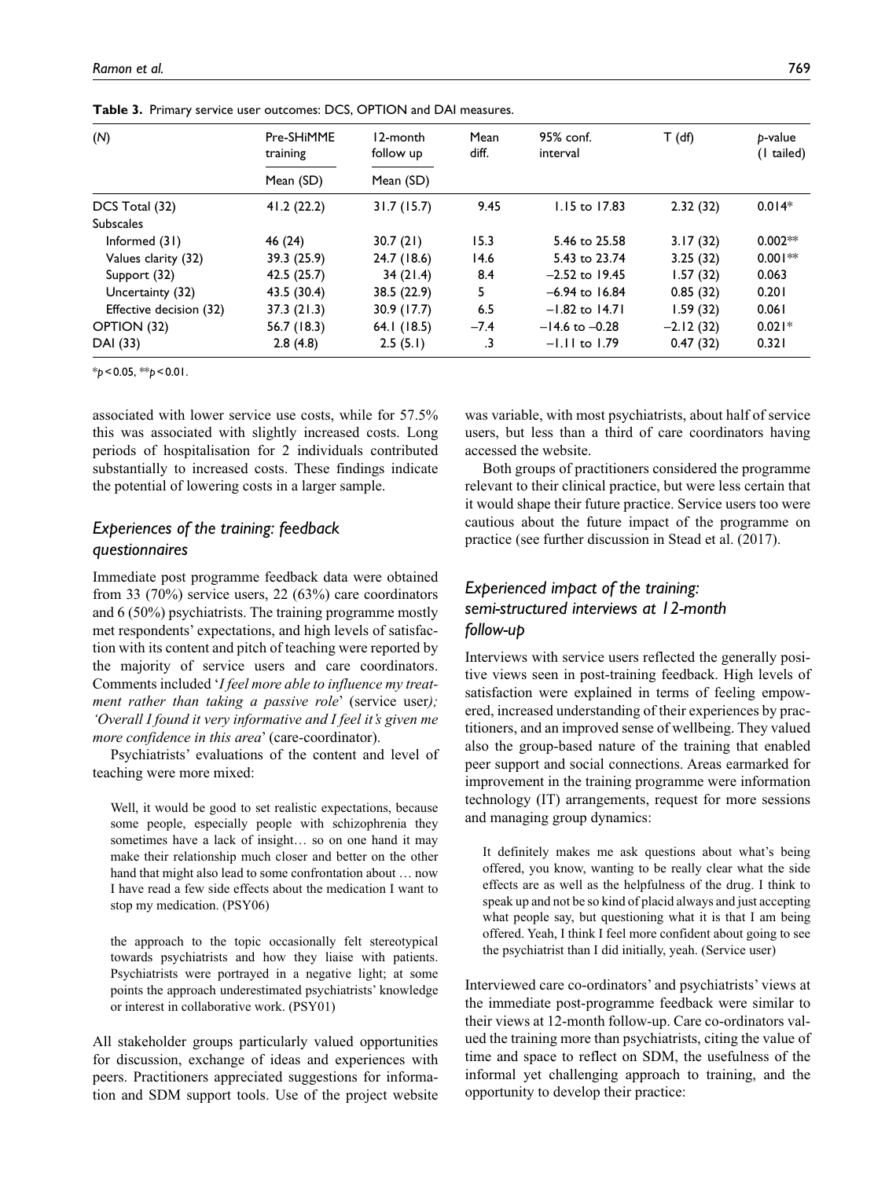**Table 3.** Primary service user outcomes: DCS, OPTION and DAI measures.

| (N) | Pre-SHiMME training | 12-month follow up | Mean diff. | 95% conf. interval | T (df) | p-value (1 tailed) |
|---|---|---|---|---|---|---|
| | Mean (SD) | Mean (SD) | | | | |
| DCS Total (32) | 41.2 (22.2) | 31.7 (15.7) | 9.45 | 1.15 to 17.83 | 2.32 (32) | 0.014* |
| Subscales | | | | | | |
| Informed (31) | 46 (24) | 30.7 (21) | 15.3 | 5.46 to 25.58 | 3.17 (32) | 0.002** |
| Values clarity (32) | 39.3 (25.9) | 24.7 (18.6) | 14.6 | 5.43 to 23.74 | 3.25 (32) | 0.001** |
| Support (32) | 42.5 (25.7) | 34 (21.4) | 8.4 | –2.52 to 19.45 | 1.57 (32) | 0.063 |
| Uncertainty (32) | 43.5 (30.4) | 38.5 (22.9) | 5 | –6.94 to 16.84 | 0.85 (32) | 0.201 |
| Effective decision (32) | 37.3 (21.3) | 30.9 (17.7) | 6.5 | –1.82 to 14.71 | 1.59 (32) | 0.061 |
| OPTION (32) | 56.7 (18.3) | 64.1 (18.5) | –7.4 | –14.6 to –0.28 | –2.12 (32) | 0.021* |
| DAI (33) | 2.8 (4.8) | 2.5 (5.1) | .3 | –1.11 to 1.79 | 0.47 (32) | 0.321 |

*$p < 0.05$, **$p < 0.01$.

associated with lower service use costs, while for 57.5% this was associated with slightly increased costs. Long periods of hospitalisation for 2 individuals contributed substantially to increased costs. These findings indicate the potential of lowering costs in a larger sample.

### *Experiences of the training: feedback questionnaires*

Immediate post programme feedback data were obtained from 33 (70%) service users, 22 (63%) care coordinators and 6 (50%) psychiatrists. The training programme mostly met respondents' expectations, and high levels of satisfaction with its content and pitch of teaching were reported by the majority of service users and care coordinators. Comments included '*I feel more able to influence my treatment rather than taking a passive role*' (service user*); 'Overall I found it very informative and I feel it's given me more confidence in this area*' (care-coordinator).

Psychiatrists' evaluations of the content and level of teaching were more mixed:

> Well, it would be good to set realistic expectations, because some people, especially people with schizophrenia they sometimes have a lack of insight… so on one hand it may make their relationship much closer and better on the other hand that might also lead to some confrontation about … now I have read a few side effects about the medication I want to stop my medication. (PSY06)

> the approach to the topic occasionally felt stereotypical towards psychiatrists and how they liaise with patients. Psychiatrists were portrayed in a negative light; at some points the approach underestimated psychiatrists' knowledge or interest in collaborative work. (PSY01)

All stakeholder groups particularly valued opportunities for discussion, exchange of ideas and experiences with peers. Practitioners appreciated suggestions for information and SDM support tools. Use of the project website was variable, with most psychiatrists, about half of service users, but less than a third of care coordinators having accessed the website.

Both groups of practitioners considered the programme relevant to their clinical practice, but were less certain that it would shape their future practice. Service users too were cautious about the future impact of the programme on practice (see further discussion in Stead et al. (2017).

### *Experienced impact of the training: semi-structured interviews at 12-month follow-up*

Interviews with service users reflected the generally positive views seen in post-training feedback. High levels of satisfaction were explained in terms of feeling empowered, increased understanding of their experiences by practitioners, and an improved sense of wellbeing. They valued also the group-based nature of the training that enabled peer support and social connections. Areas earmarked for improvement in the training programme were information technology (IT) arrangements, request for more sessions and managing group dynamics:

> It definitely makes me ask questions about what's being offered, you know, wanting to be really clear what the side effects are as well as the helpfulness of the drug. I think to speak up and not be so kind of placid always and just accepting what people say, but questioning what it is that I am being offered. Yeah, I think I feel more confident about going to see the psychiatrist than I did initially, yeah. (Service user)

Interviewed care co-ordinators' and psychiatrists' views at the immediate post-programme feedback were similar to their views at 12-month follow-up. Care co-ordinators valued the training more than psychiatrists, citing the value of time and space to reflect on SDM, the usefulness of the informal yet challenging approach to training, and the opportunity to develop their practice: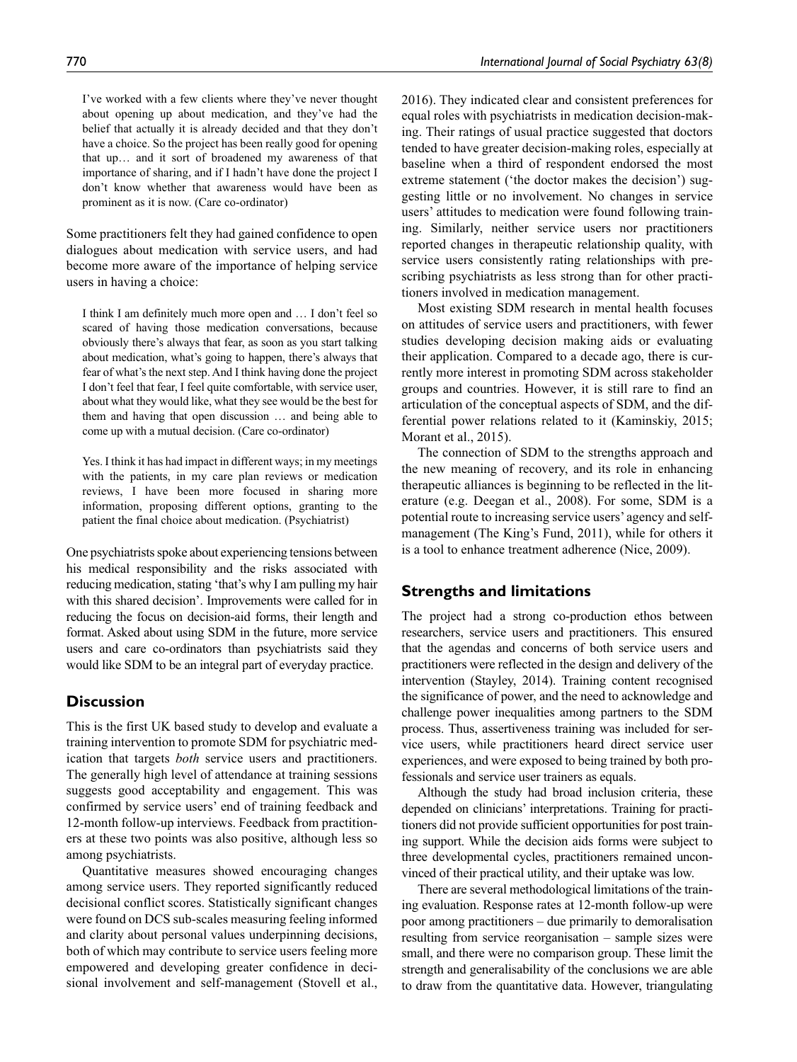> I've worked with a few clients where they've never thought about opening up about medication, and they've had the belief that actually it is already decided and that they don't have a choice. So the project has been really good for opening that up… and it sort of broadened my awareness of that importance of sharing, and if I hadn't have done the project I don't know whether that awareness would have been as prominent as it is now. (Care co-ordinator)

Some practitioners felt they had gained confidence to open dialogues about medication with service users, and had become more aware of the importance of helping service users in having a choice:

> I think I am definitely much more open and … I don't feel so scared of having those medication conversations, because obviously there's always that fear, as soon as you start talking about medication, what's going to happen, there's always that fear of what's the next step. And I think having done the project I don't feel that fear, I feel quite comfortable, with service user, about what they would like, what they see would be the best for them and having that open discussion … and being able to come up with a mutual decision. (Care co-ordinator)

> Yes. I think it has had impact in different ways; in my meetings with the patients, in my care plan reviews or medication reviews, I have been more focused in sharing more information, proposing different options, granting to the patient the final choice about medication. (Psychiatrist)

One psychiatrists spoke about experiencing tensions between his medical responsibility and the risks associated with reducing medication, stating 'that's why I am pulling my hair with this shared decision'. Improvements were called for in reducing the focus on decision-aid forms, their length and format. Asked about using SDM in the future, more service users and care co-ordinators than psychiatrists said they would like SDM to be an integral part of everyday practice.

## Discussion

This is the first UK based study to develop and evaluate a training intervention to promote SDM for psychiatric medication that targets *both* service users and practitioners. The generally high level of attendance at training sessions suggests good acceptability and engagement. This was confirmed by service users' end of training feedback and 12-month follow-up interviews. Feedback from practitioners at these two points was also positive, although less so among psychiatrists.

Quantitative measures showed encouraging changes among service users. They reported significantly reduced decisional conflict scores. Statistically significant changes were found on DCS sub-scales measuring feeling informed and clarity about personal values underpinning decisions, both of which may contribute to service users feeling more empowered and developing greater confidence in decisional involvement and self-management (Stovell et al., 2016). They indicated clear and consistent preferences for equal roles with psychiatrists in medication decision-making. Their ratings of usual practice suggested that doctors tended to have greater decision-making roles, especially at baseline when a third of respondent endorsed the most extreme statement ('the doctor makes the decision') suggesting little or no involvement. No changes in service users' attitudes to medication were found following training. Similarly, neither service users nor practitioners reported changes in therapeutic relationship quality, with service users consistently rating relationships with prescribing psychiatrists as less strong than for other practitioners involved in medication management.

Most existing SDM research in mental health focuses on attitudes of service users and practitioners, with fewer studies developing decision making aids or evaluating their application. Compared to a decade ago, there is currently more interest in promoting SDM across stakeholder groups and countries. However, it is still rare to find an articulation of the conceptual aspects of SDM, and the differential power relations related to it (Kaminskiy, 2015; Morant et al., 2015).

The connection of SDM to the strengths approach and the new meaning of recovery, and its role in enhancing therapeutic alliances is beginning to be reflected in the literature (e.g. Deegan et al., 2008). For some, SDM is a potential route to increasing service users' agency and self-management (The King's Fund, 2011), while for others it is a tool to enhance treatment adherence (Nice, 2009).

## Strengths and limitations

The project had a strong co-production ethos between researchers, service users and practitioners. This ensured that the agendas and concerns of both service users and practitioners were reflected in the design and delivery of the intervention (Stayley, 2014). Training content recognised the significance of power, and the need to acknowledge and challenge power inequalities among partners to the SDM process. Thus, assertiveness training was included for service users, while practitioners heard direct service user experiences, and were exposed to being trained by both professionals and service user trainers as equals.

Although the study had broad inclusion criteria, these depended on clinicians' interpretations. Training for practitioners did not provide sufficient opportunities for post training support. While the decision aids forms were subject to three developmental cycles, practitioners remained unconvinced of their practical utility, and their uptake was low.

There are several methodological limitations of the training evaluation. Response rates at 12-month follow-up were poor among practitioners – due primarily to demoralisation resulting from service reorganisation – sample sizes were small, and there were no comparison group. These limit the strength and generalisability of the conclusions we are able to draw from the quantitative data. However, triangulating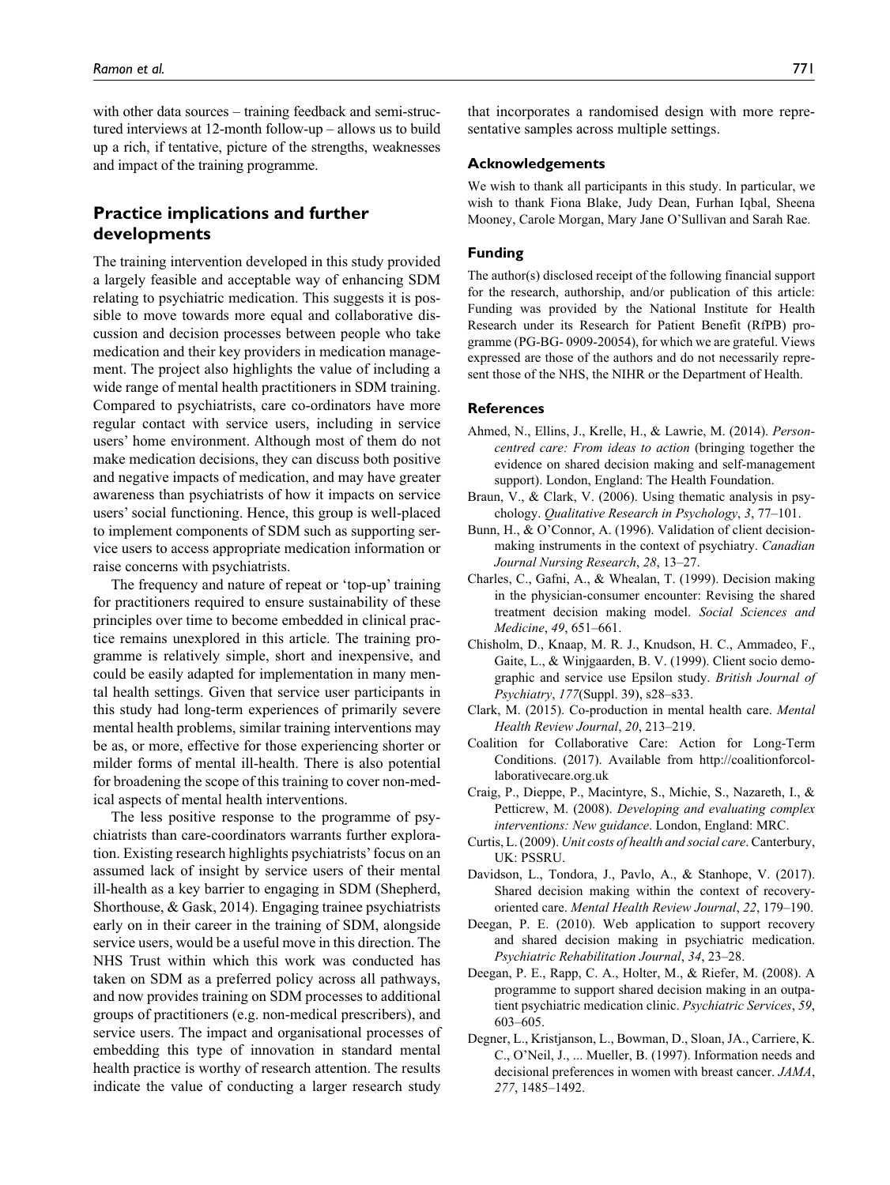with other data sources – training feedback and semi-structured interviews at 12-month follow-up – allows us to build up a rich, if tentative, picture of the strengths, weaknesses and impact of the training programme.

## Practice implications and further developments

The training intervention developed in this study provided a largely feasible and acceptable way of enhancing SDM relating to psychiatric medication. This suggests it is possible to move towards more equal and collaborative discussion and decision processes between people who take medication and their key providers in medication management. The project also highlights the value of including a wide range of mental health practitioners in SDM training. Compared to psychiatrists, care co-ordinators have more regular contact with service users, including in service users' home environment. Although most of them do not make medication decisions, they can discuss both positive and negative impacts of medication, and may have greater awareness than psychiatrists of how it impacts on service users' social functioning. Hence, this group is well-placed to implement components of SDM such as supporting service users to access appropriate medication information or raise concerns with psychiatrists.

The frequency and nature of repeat or 'top-up' training for practitioners required to ensure sustainability of these principles over time to become embedded in clinical practice remains unexplored in this article. The training programme is relatively simple, short and inexpensive, and could be easily adapted for implementation in many mental health settings. Given that service user participants in this study had long-term experiences of primarily severe mental health problems, similar training interventions may be as, or more, effective for those experiencing shorter or milder forms of mental ill-health. There is also potential for broadening the scope of this training to cover non-medical aspects of mental health interventions.

The less positive response to the programme of psychiatrists than care-coordinators warrants further exploration. Existing research highlights psychiatrists' focus on an assumed lack of insight by service users of their mental ill-health as a key barrier to engaging in SDM (Shepherd, Shorthouse, & Gask, 2014). Engaging trainee psychiatrists early on in their career in the training of SDM, alongside service users, would be a useful move in this direction. The NHS Trust within which this work was conducted has taken on SDM as a preferred policy across all pathways, and now provides training on SDM processes to additional groups of practitioners (e.g. non-medical prescribers), and service users. The impact and organisational processes of embedding this type of innovation in standard mental health practice is worthy of research attention. The results indicate the value of conducting a larger research study that incorporates a randomised design with more representative samples across multiple settings.

### Acknowledgements

We wish to thank all participants in this study. In particular, we wish to thank Fiona Blake, Judy Dean, Furhan Iqbal, Sheena Mooney, Carole Morgan, Mary Jane O'Sullivan and Sarah Rae.

### Funding

The author(s) disclosed receipt of the following financial support for the research, authorship, and/or publication of this article: Funding was provided by the National Institute for Health Research under its Research for Patient Benefit (RfPB) programme (PG-BG- 0909-20054), for which we are grateful. Views expressed are those of the authors and do not necessarily represent those of the NHS, the NIHR or the Department of Health.

### References

Ahmed, N., Ellins, J., Krelle, H., & Lawrie, M. (2014). *Person-centred care: From ideas to action* (bringing together the evidence on shared decision making and self-management support). London, England: The Health Foundation.

Braun, V., & Clark, V. (2006). Using thematic analysis in psychology. *Qualitative Research in Psychology*, *3*, 77–101.

Bunn, H., & O'Connor, A. (1996). Validation of client decision-making instruments in the context of psychiatry. *Canadian Journal Nursing Research*, *28*, 13–27.

Charles, C., Gafni, A., & Whealan, T. (1999). Decision making in the physician-consumer encounter: Revising the shared treatment decision making model. *Social Sciences and Medicine*, *49*, 651–661.

Chisholm, D., Knaap, M. R. J., Knudson, H. C., Ammadeo, F., Gaite, L., & Winjgaarden, B. V. (1999). Client socio demographic and service use Epsilon study. *British Journal of Psychiatry*, *177*(Suppl. 39), s28–s33.

Clark, M. (2015). Co-production in mental health care. *Mental Health Review Journal*, *20*, 213–219.

Coalition for Collaborative Care: Action for Long-Term Conditions. (2017). Available from http://coalitionforcollaborativecare.org.uk

Craig, P., Dieppe, P., Macintyre, S., Michie, S., Nazareth, I., & Petticrew, M. (2008). *Developing and evaluating complex interventions: New guidance*. London, England: MRC.

Curtis, L. (2009). *Unit costs of health and social care*. Canterbury, UK: PSSRU.

Davidson, L., Tondora, J., Pavlo, A., & Stanhope, V. (2017). Shared decision making within the context of recovery-oriented care. *Mental Health Review Journal*, *22*, 179–190.

Deegan, P. E. (2010). Web application to support recovery and shared decision making in psychiatric medication. *Psychiatric Rehabilitation Journal*, *34*, 23–28.

Deegan, P. E., Rapp, C. A., Holter, M., & Riefer, M. (2008). A programme to support shared decision making in an outpatient psychiatric medication clinic. *Psychiatric Services*, *59*, 603–605.

Degner, L., Kristjanson, L., Bowman, D., Sloan, JA., Carriere, K. C., O'Neil, J., ... Mueller, B. (1997). Information needs and decisional preferences in women with breast cancer. *JAMA*, *277*, 1485–1492.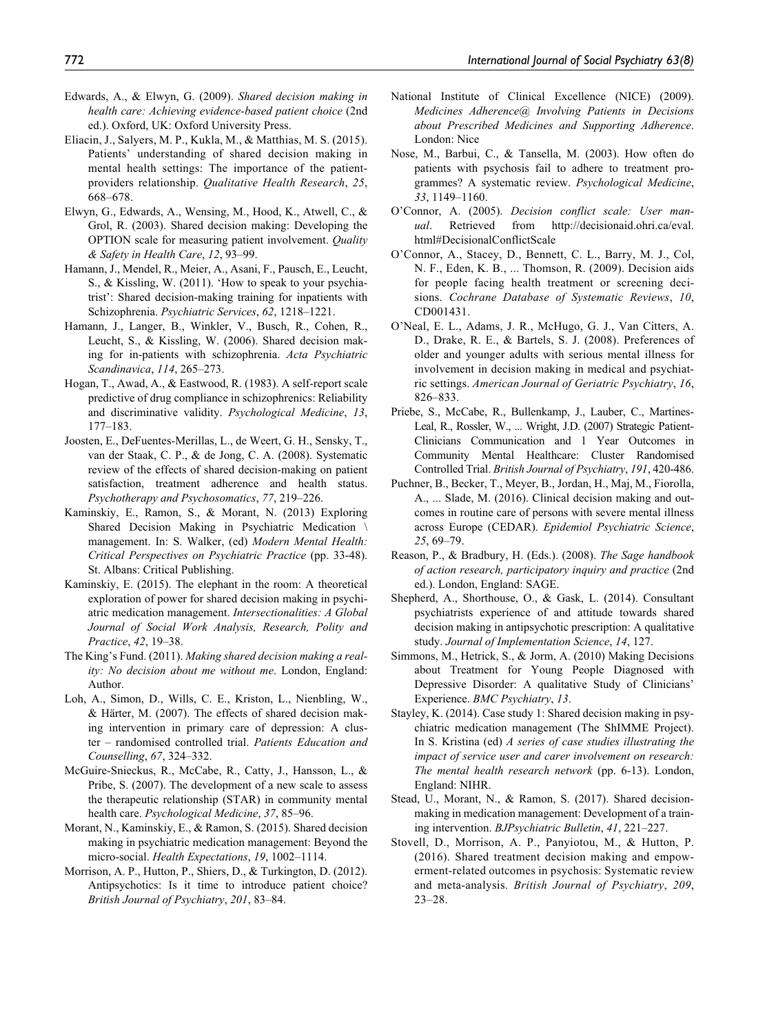Edwards, A., & Elwyn, G. (2009). *Shared decision making in health care: Achieving evidence-based patient choice* (2nd ed.). Oxford, UK: Oxford University Press.

Eliacin, J., Salyers, M. P., Kukla, M., & Matthias, M. S. (2015). Patients' understanding of shared decision making in mental health settings: The importance of the patient-providers relationship. *Qualitative Health Research*, *25*, 668–678.

Elwyn, G., Edwards, A., Wensing, M., Hood, K., Atwell, C., & Grol, R. (2003). Shared decision making: Developing the OPTION scale for measuring patient involvement. *Quality & Safety in Health Care*, *12*, 93–99.

Hamann, J., Mendel, R., Meier, A., Asani, F., Pausch, E., Leucht, S., & Kissling, W. (2011). 'How to speak to your psychiatrist': Shared decision-making training for inpatients with Schizophrenia. *Psychiatric Services*, *62*, 1218–1221.

Hamann, J., Langer, B., Winkler, V., Busch, R., Cohen, R., Leucht, S., & Kissling, W. (2006). Shared decision making for in-patients with schizophrenia. *Acta Psychiatric Scandinavica*, *114*, 265–273.

Hogan, T., Awad, A., & Eastwood, R. (1983). A self-report scale predictive of drug compliance in schizophrenics: Reliability and discriminative validity. *Psychological Medicine*, *13*, 177–183.

Joosten, E., DeFuentes-Merillas, L., de Weert, G. H., Sensky, T., van der Staak, C. P., & de Jong, C. A. (2008). Systematic review of the effects of shared decision-making on patient satisfaction, treatment adherence and health status. *Psychotherapy and Psychosomatics*, *77*, 219–226.

Kaminskiy, E., Ramon, S., & Morant, N. (2013) Exploring Shared Decision Making in Psychiatric Medication \ management. In: S. Walker, (ed) *Modern Mental Health: Critical Perspectives on Psychiatric Practice* (pp. 33-48). St. Albans: Critical Publishing.

Kaminskiy, E. (2015). The elephant in the room: A theoretical exploration of power for shared decision making in psychiatric medication management. *Intersectionalities: A Global Journal of Social Work Analysis, Research, Polity and Practice*, *42*, 19–38.

The King's Fund. (2011). *Making shared decision making a reality: No decision about me without me*. London, England: Author.

Loh, A., Simon, D., Wills, C. E., Kriston, L., Nienbling, W., & Härter, M. (2007). The effects of shared decision making intervention in primary care of depression: A cluster – randomised controlled trial. *Patients Education and Counselling*, *67*, 324–332.

McGuire-Snieckus, R., McCabe, R., Catty, J., Hansson, L., & Pribe, S. (2007). The development of a new scale to assess the therapeutic relationship (STAR) in community mental health care. *Psychological Medicine*, *37*, 85–96.

Morant, N., Kaminskiy, E., & Ramon, S. (2015). Shared decision making in psychiatric medication management: Beyond the micro-social. *Health Expectations*, *19*, 1002–1114.

Morrison, A. P., Hutton, P., Shiers, D., & Turkington, D. (2012). Antipsychotics: Is it time to introduce patient choice? *British Journal of Psychiatry*, *201*, 83–84.

National Institute of Clinical Excellence (NICE) (2009). *Medicines Adherence@ Involving Patients in Decisions about Prescribed Medicines and Supporting Adherence*. London: Nice

Nose, M., Barbui, C., & Tansella, M. (2003). How often do patients with psychosis fail to adhere to treatment programmes? A systematic review. *Psychological Medicine*, *33*, 1149–1160.

O'Connor, A. (2005). *Decision conflict scale: User manual*. Retrieved from http://decisionaid.ohri.ca/eval.html#DecisionalConflictScale

O'Connor, A., Stacey, D., Bennett, C. L., Barry, M. J., Col, N. F., Eden, K. B., ... Thomson, R. (2009). Decision aids for people facing health treatment or screening decisions. *Cochrane Database of Systematic Reviews*, *10*, CD001431.

O'Neal, E. L., Adams, J. R., McHugo, G. J., Van Citters, A. D., Drake, R. E., & Bartels, S. J. (2008). Preferences of older and younger adults with serious mental illness for involvement in decision making in medical and psychiatric settings. *American Journal of Geriatric Psychiatry*, *16*, 826–833.

Priebe, S., McCabe, R., Bullenkamp, J., Lauber, C., Martines-Leal, R., Rossler, W., ... Wright, J.D. (2007) Strategic Patient-Clinicians Communication and 1 Year Outcomes in Community Mental Healthcare: Cluster Randomised Controlled Trial. *British Journal of Psychiatry*, *191*, 420-486.

Puchner, B., Becker, T., Meyer, B., Jordan, H., Maj, M., Fiorolla, A., ... Slade, M. (2016). Clinical decision making and outcomes in routine care of persons with severe mental illness across Europe (CEDAR). *Epidemiol Psychiatric Science*, *25*, 69–79.

Reason, P., & Bradbury, H. (Eds.). (2008). *The Sage handbook of action research, participatory inquiry and practice* (2nd ed.). London, England: SAGE.

Shepherd, A., Shorthouse, O., & Gask, L. (2014). Consultant psychiatrists experience of and attitude towards shared decision making in antipsychotic prescription: A qualitative study. *Journal of Implementation Science*, *14*, 127.

Simmons, M., Hetrick, S., & Jorm, A. (2010) Making Decisions about Treatment for Young People Diagnosed with Depressive Disorder: A qualitative Study of Clinicians' Experience. *BMC Psychiatry*, *13*.

Stayley, K. (2014). Case study 1: Shared decision making in psychiatric medication management (The ShIMME Project). In S. Kristina (ed) *A series of case studies illustrating the impact of service user and carer involvement on research: The mental health research network* (pp. 6-13). London, England: NIHR.

Stead, U., Morant, N., & Ramon, S. (2017). Shared decision-making in medication management: Development of a training intervention. *BJPsychiatric Bulletin*, *41*, 221–227.

Stovell, D., Morrison, A. P., Panyiotou, M., & Hutton, P. (2016). Shared treatment decision making and empowerment-related outcomes in psychosis: Systematic review and meta-analysis. *British Journal of Psychiatry*, *209*, 23–28.